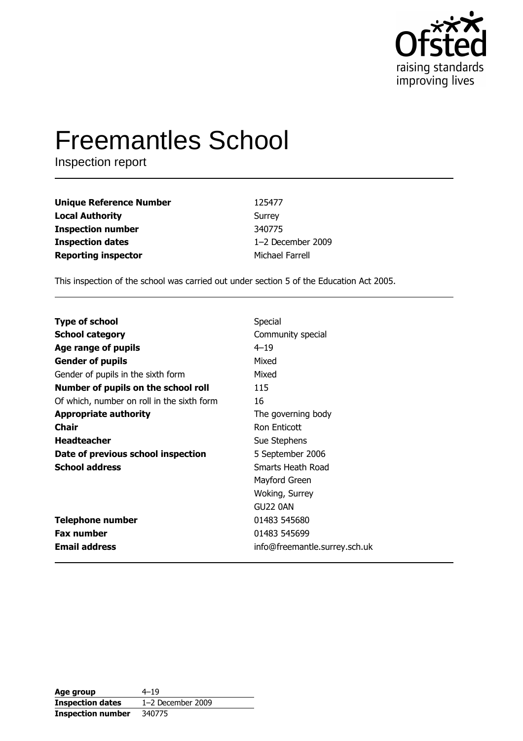Ofsted
raising standards
improving lives

# Freemantles School

Inspection report

| | |
|---|---|
| **Unique Reference Number** | 125477 |
| **Local Authority** | Surrey |
| **Inspection number** | 340775 |
| **Inspection dates** | 1–2 December 2009 |
| **Reporting inspector** | Michael Farrell |

This inspection of the school was carried out under section 5 of the Education Act 2005.

| | |
|---|---|
| **Type of school** | Special |
| **School category** | Community special |
| **Age range of pupils** | 4–19 |
| **Gender of pupils** | Mixed |
| Gender of pupils in the sixth form | Mixed |
| **Number of pupils on the school roll** | 115 |
| Of which, number on roll in the sixth form | 16 |
| **Appropriate authority** | The governing body |
| **Chair** | Ron Enticott |
| **Headteacher** | Sue Stephens |
| **Date of previous school inspection** | 5 September 2006 |
| **School address** | Smarts Heath Road<br>Mayford Green<br>Woking, Surrey<br>GU22 0AN |
| **Telephone number** | 01483 545680 |
| **Fax number** | 01483 545699 |
| **Email address** | info@freemantle.surrey.sch.uk |

| | |
|---|---|
| **Age group** | 4–19 |
| **Inspection dates** | 1–2 December 2009 |
| **Inspection number** | 340775 |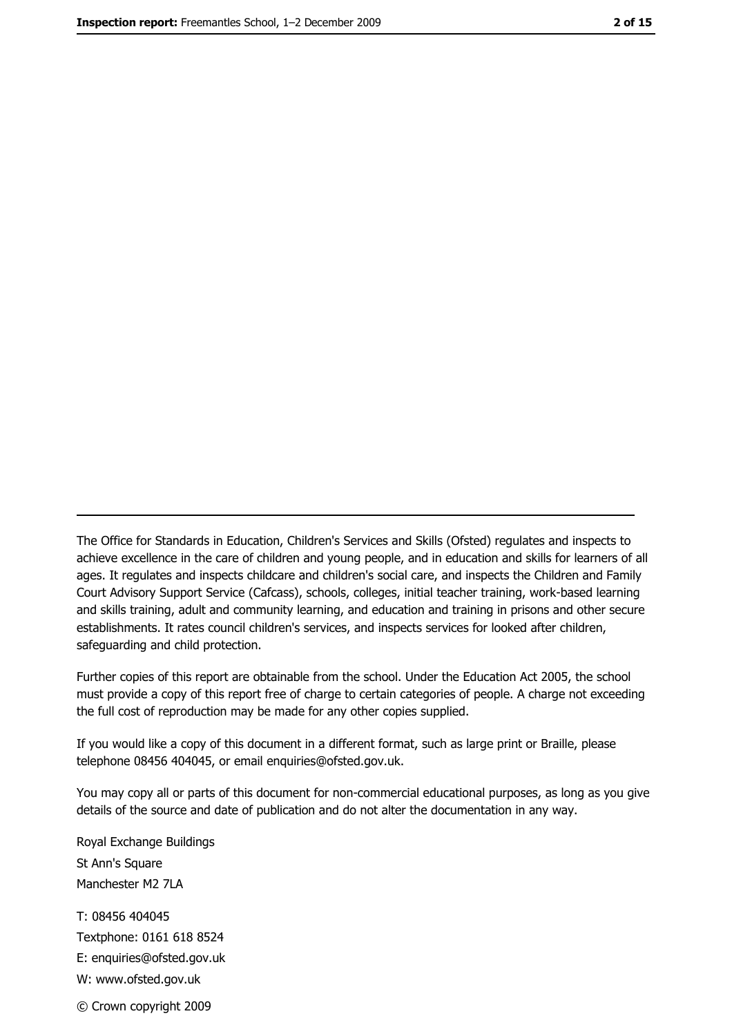The Office for Standards in Education, Children's Services and Skills (Ofsted) regulates and inspects to achieve excellence in the care of children and young people, and in education and skills for learners of all ages. It regulates and inspects childcare and children's social care, and inspects the Children and Family Court Advisory Support Service (Cafcass), schools, colleges, initial teacher training, work-based learning and skills training, adult and community learning, and education and training in prisons and other secure establishments. It rates council children's services, and inspects services for looked after children, safeguarding and child protection.

Further copies of this report are obtainable from the school. Under the Education Act 2005, the school must provide a copy of this report free of charge to certain categories of people. A charge not exceeding the full cost of reproduction may be made for any other copies supplied.

If you would like a copy of this document in a different format, such as large print or Braille, please telephone 08456 404045, or email enquiries@ofsted.gov.uk.

You may copy all or parts of this document for non-commercial educational purposes, as long as you give details of the source and date of publication and do not alter the documentation in any way.

Royal Exchange Buildings
St Ann's Square
Manchester M2 7LA

T: 08456 404045
Textphone: 0161 618 8524
E: enquiries@ofsted.gov.uk
W: www.ofsted.gov.uk

© Crown copyright 2009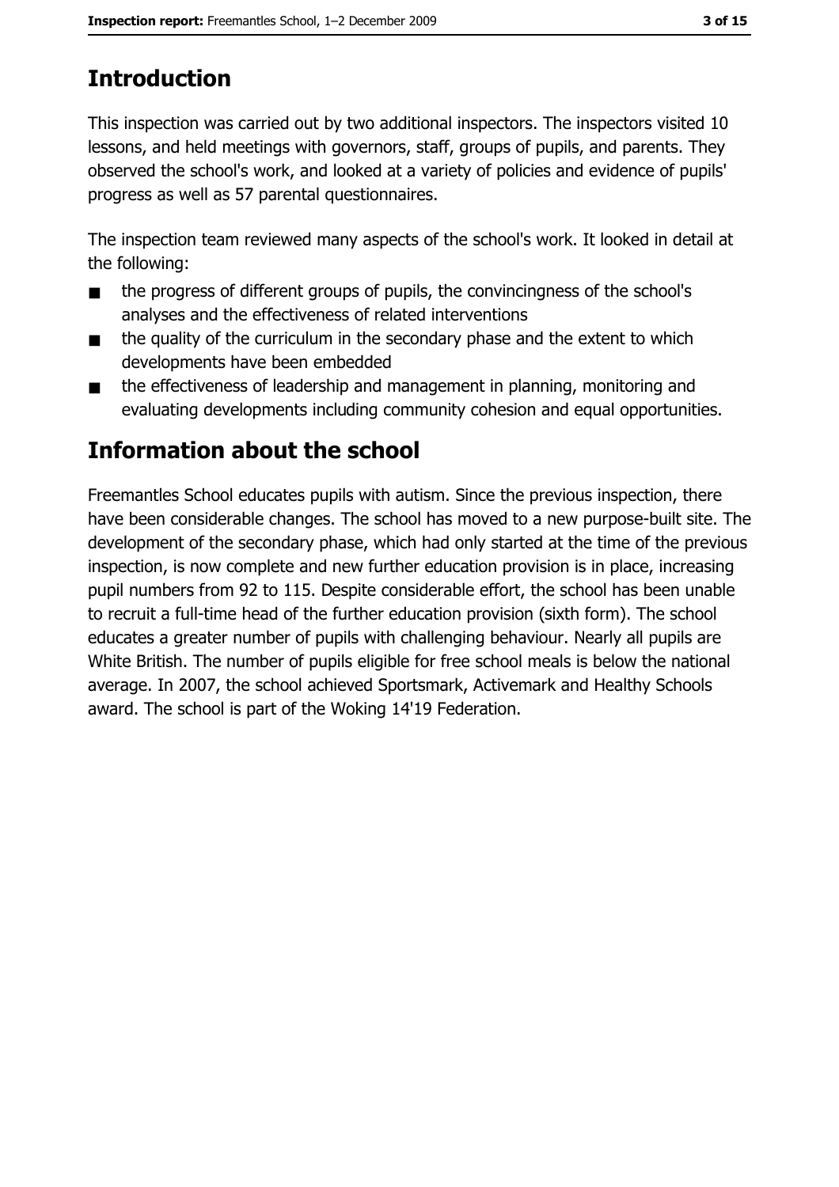# Introduction

This inspection was carried out by two additional inspectors. The inspectors visited 10 lessons, and held meetings with governors, staff, groups of pupils, and parents. They observed the school's work, and looked at a variety of policies and evidence of pupils' progress as well as 57 parental questionnaires.

The inspection team reviewed many aspects of the school's work. It looked in detail at the following:

- the progress of different groups of pupils, the convincingness of the school's analyses and the effectiveness of related interventions
- the quality of the curriculum in the secondary phase and the extent to which developments have been embedded
- the effectiveness of leadership and management in planning, monitoring and evaluating developments including community cohesion and equal opportunities.

# Information about the school

Freemantles School educates pupils with autism. Since the previous inspection, there have been considerable changes. The school has moved to a new purpose-built site. The development of the secondary phase, which had only started at the time of the previous inspection, is now complete and new further education provision is in place, increasing pupil numbers from 92 to 115. Despite considerable effort, the school has been unable to recruit a full-time head of the further education provision (sixth form). The school educates a greater number of pupils with challenging behaviour. Nearly all pupils are White British. The number of pupils eligible for free school meals is below the national average. In 2007, the school achieved Sportsmark, Activemark and Healthy Schools award. The school is part of the Woking 14'19 Federation.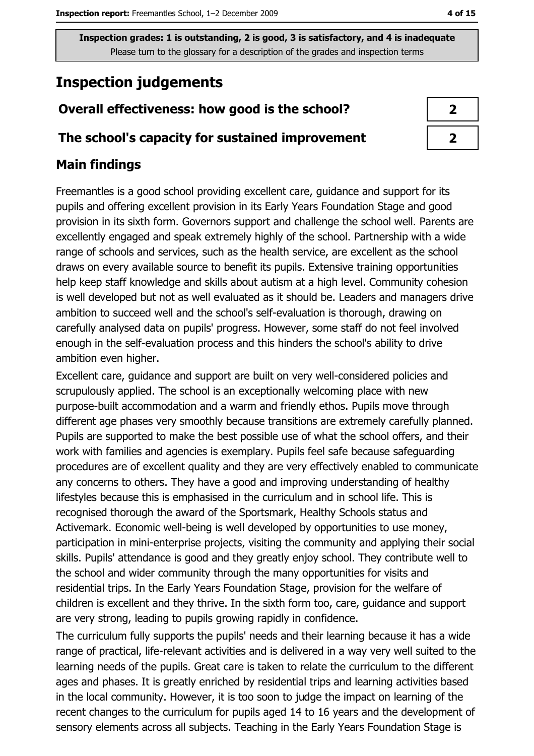Inspection grades: 1 is outstanding, 2 is good, 3 is satisfactory, and 4 is inadequate
Please turn to the glossary for a description of the grades and inspection terms

# Inspection judgements

| Overall effectiveness: how good is the school? | 2 |
|---|---|
| The school's capacity for sustained improvement | 2 |

## Main findings

Freemantles is a good school providing excellent care, guidance and support for its pupils and offering excellent provision in its Early Years Foundation Stage and good provision in its sixth form. Governors support and challenge the school well. Parents are excellently engaged and speak extremely highly of the school. Partnership with a wide range of schools and services, such as the health service, are excellent as the school draws on every available source to benefit its pupils. Extensive training opportunities help keep staff knowledge and skills about autism at a high level. Community cohesion is well developed but not as well evaluated as it should be. Leaders and managers drive ambition to succeed well and the school's self-evaluation is thorough, drawing on carefully analysed data on pupils' progress. However, some staff do not feel involved enough in the self-evaluation process and this hinders the school's ability to drive ambition even higher.

Excellent care, guidance and support are built on very well-considered policies and scrupulously applied. The school is an exceptionally welcoming place with new purpose-built accommodation and a warm and friendly ethos. Pupils move through different age phases very smoothly because transitions are extremely carefully planned. Pupils are supported to make the best possible use of what the school offers, and their work with families and agencies is exemplary. Pupils feel safe because safeguarding procedures are of excellent quality and they are very effectively enabled to communicate any concerns to others. They have a good and improving understanding of healthy lifestyles because this is emphasised in the curriculum and in school life. This is recognised thorough the award of the Sportsmark, Healthy Schools status and Activemark. Economic well-being is well developed by opportunities to use money, participation in mini-enterprise projects, visiting the community and applying their social skills. Pupils' attendance is good and they greatly enjoy school. They contribute well to the school and wider community through the many opportunities for visits and residential trips. In the Early Years Foundation Stage, provision for the welfare of children is excellent and they thrive. In the sixth form too, care, guidance and support are very strong, leading to pupils growing rapidly in confidence.

The curriculum fully supports the pupils' needs and their learning because it has a wide range of practical, life-relevant activities and is delivered in a way very well suited to the learning needs of the pupils. Great care is taken to relate the curriculum to the different ages and phases. It is greatly enriched by residential trips and learning activities based in the local community. However, it is too soon to judge the impact on learning of the recent changes to the curriculum for pupils aged 14 to 16 years and the development of sensory elements across all subjects. Teaching in the Early Years Foundation Stage is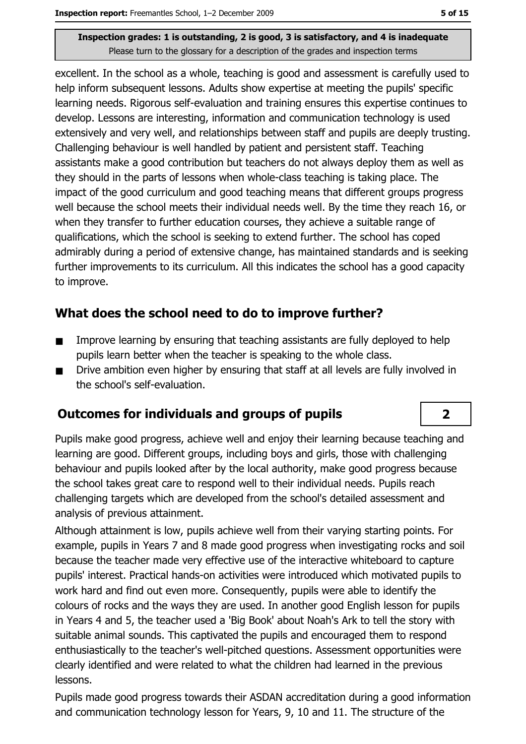excellent. In the school as a whole, teaching is good and assessment is carefully used to help inform subsequent lessons. Adults show expertise at meeting the pupils' specific learning needs. Rigorous self-evaluation and training ensures this expertise continues to develop. Lessons are interesting, information and communication technology is used extensively and very well, and relationships between staff and pupils are deeply trusting. Challenging behaviour is well handled by patient and persistent staff. Teaching assistants make a good contribution but teachers do not always deploy them as well as they should in the parts of lessons when whole-class teaching is taking place. The impact of the good curriculum and good teaching means that different groups progress well because the school meets their individual needs well. By the time they reach 16, or when they transfer to further education courses, they achieve a suitable range of qualifications, which the school is seeking to extend further. The school has coped admirably during a period of extensive change, has maintained standards and is seeking further improvements to its curriculum. All this indicates the school has a good capacity to improve.

## What does the school need to do to improve further?

- Improve learning by ensuring that teaching assistants are fully deployed to help pupils learn better when the teacher is speaking to the whole class.
- Drive ambition even higher by ensuring that staff at all levels are fully involved in the school's self-evaluation.

## Outcomes for individuals and groups of pupils — 2

Pupils make good progress, achieve well and enjoy their learning because teaching and learning are good. Different groups, including boys and girls, those with challenging behaviour and pupils looked after by the local authority, make good progress because the school takes great care to respond well to their individual needs. Pupils reach challenging targets which are developed from the school's detailed assessment and analysis of previous attainment.

Although attainment is low, pupils achieve well from their varying starting points. For example, pupils in Years 7 and 8 made good progress when investigating rocks and soil because the teacher made very effective use of the interactive whiteboard to capture pupils' interest. Practical hands-on activities were introduced which motivated pupils to work hard and find out even more. Consequently, pupils were able to identify the colours of rocks and the ways they are used. In another good English lesson for pupils in Years 4 and 5, the teacher used a 'Big Book' about Noah's Ark to tell the story with suitable animal sounds. This captivated the pupils and encouraged them to respond enthusiastically to the teacher's well-pitched questions. Assessment opportunities were clearly identified and were related to what the children had learned in the previous lessons.

Pupils made good progress towards their ASDAN accreditation during a good information and communication technology lesson for Years, 9, 10 and 11. The structure of the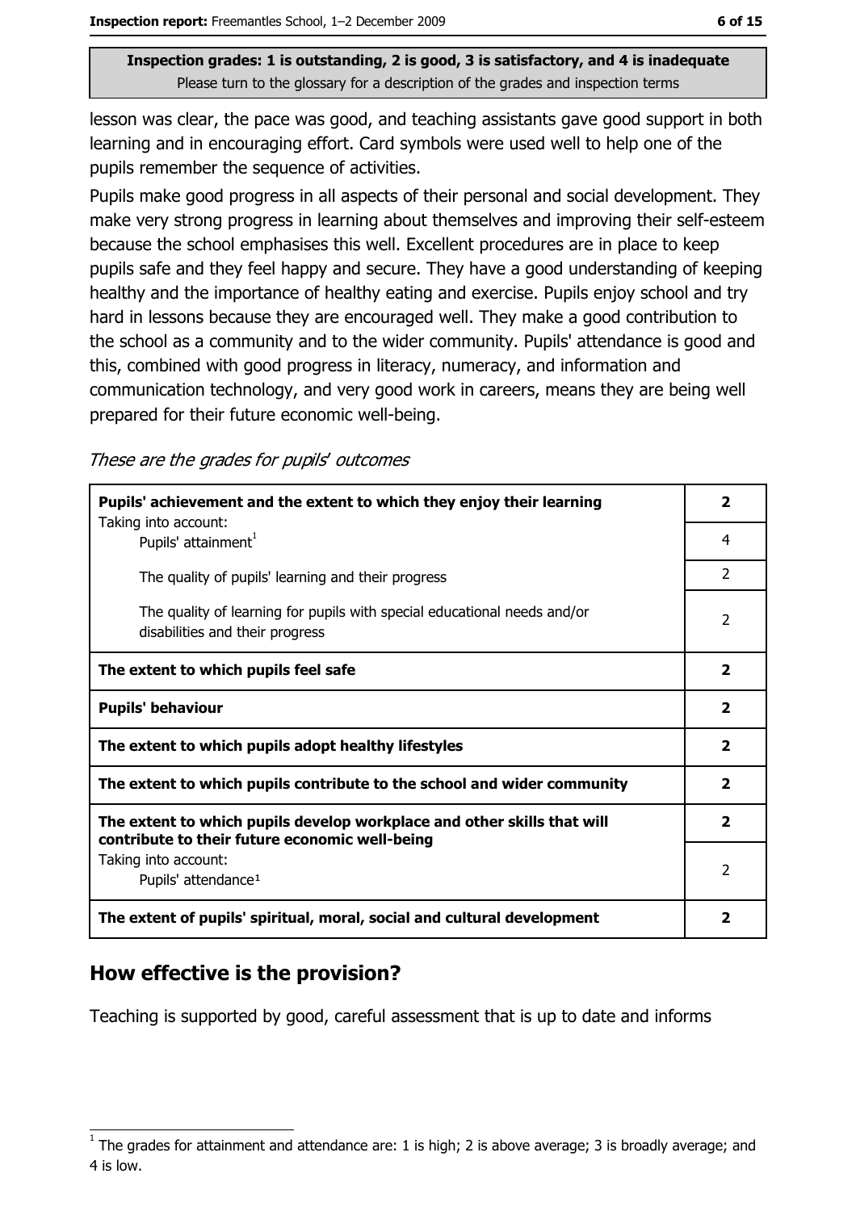lesson was clear, the pace was good, and teaching assistants gave good support in both learning and in encouraging effort. Card symbols were used well to help one of the pupils remember the sequence of activities.

Pupils make good progress in all aspects of their personal and social development. They make very strong progress in learning about themselves and improving their self-esteem because the school emphasises this well. Excellent procedures are in place to keep pupils safe and they feel happy and secure. They have a good understanding of keeping healthy and the importance of healthy eating and exercise. Pupils enjoy school and try hard in lessons because they are encouraged well. They make a good contribution to the school as a community and to the wider community. Pupils' attendance is good and this, combined with good progress in literacy, numeracy, and information and communication technology, and very good work in careers, means they are being well prepared for their future economic well-being.

*These are the grades for pupils' outcomes*

| | |
|---|---|
| **Pupils' achievement and the extent to which they enjoy their learning**<br>Taking into account: | **2** |
| Pupils' attainment[1] | 4 |
| The quality of pupils' learning and their progress | 2 |
| The quality of learning for pupils with special educational needs and/or disabilities and their progress | 2 |
| **The extent to which pupils feel safe** | **2** |
| **Pupils' behaviour** | **2** |
| **The extent to which pupils adopt healthy lifestyles** | **2** |
| **The extent to which pupils contribute to the school and wider community** | **2** |
| **The extent to which pupils develop workplace and other skills that will contribute to their future economic well-being**<br>Taking into account: | **2** |
| Pupils' attendance[1] | 2 |
| **The extent of pupils' spiritual, moral, social and cultural development** | **2** |

## How effective is the provision?

Teaching is supported by good, careful assessment that is up to date and informs

[1] The grades for attainment and attendance are: 1 is high; 2 is above average; 3 is broadly average; and 4 is low.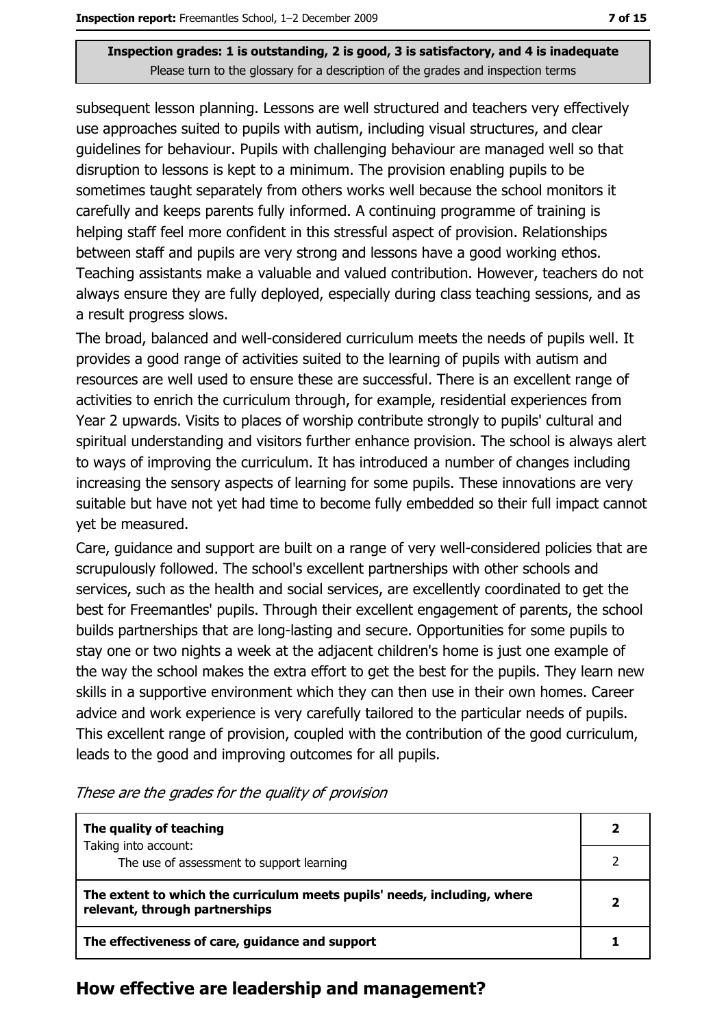subsequent lesson planning. Lessons are well structured and teachers very effectively use approaches suited to pupils with autism, including visual structures, and clear guidelines for behaviour. Pupils with challenging behaviour are managed well so that disruption to lessons is kept to a minimum. The provision enabling pupils to be sometimes taught separately from others works well because the school monitors it carefully and keeps parents fully informed. A continuing programme of training is helping staff feel more confident in this stressful aspect of provision. Relationships between staff and pupils are very strong and lessons have a good working ethos. Teaching assistants make a valuable and valued contribution. However, teachers do not always ensure they are fully deployed, especially during class teaching sessions, and as a result progress slows.

The broad, balanced and well-considered curriculum meets the needs of pupils well. It provides a good range of activities suited to the learning of pupils with autism and resources are well used to ensure these are successful. There is an excellent range of activities to enrich the curriculum through, for example, residential experiences from Year 2 upwards. Visits to places of worship contribute strongly to pupils' cultural and spiritual understanding and visitors further enhance provision. The school is always alert to ways of improving the curriculum. It has introduced a number of changes including increasing the sensory aspects of learning for some pupils. These innovations are very suitable but have not yet had time to become fully embedded so their full impact cannot yet be measured.

Care, guidance and support are built on a range of very well-considered policies that are scrupulously followed. The school's excellent partnerships with other schools and services, such as the health and social services, are excellently coordinated to get the best for Freemantles' pupils. Through their excellent engagement of parents, the school builds partnerships that are long-lasting and secure. Opportunities for some pupils to stay one or two nights a week at the adjacent children's home is just one example of the way the school makes the extra effort to get the best for the pupils. They learn new skills in a supportive environment which they can then use in their own homes. Career advice and work experience is very carefully tailored to the particular needs of pupils. This excellent range of provision, coupled with the contribution of the good curriculum, leads to the good and improving outcomes for all pupils.

*These are the grades for the quality of provision*

| | |
|---|---|
| **The quality of teaching**<br>Taking into account: | **2** |
| The use of assessment to support learning | 2 |
| **The extent to which the curriculum meets pupils' needs, including, where relevant, through partnerships** | **2** |
| **The effectiveness of care, guidance and support** | **1** |

## How effective are leadership and management?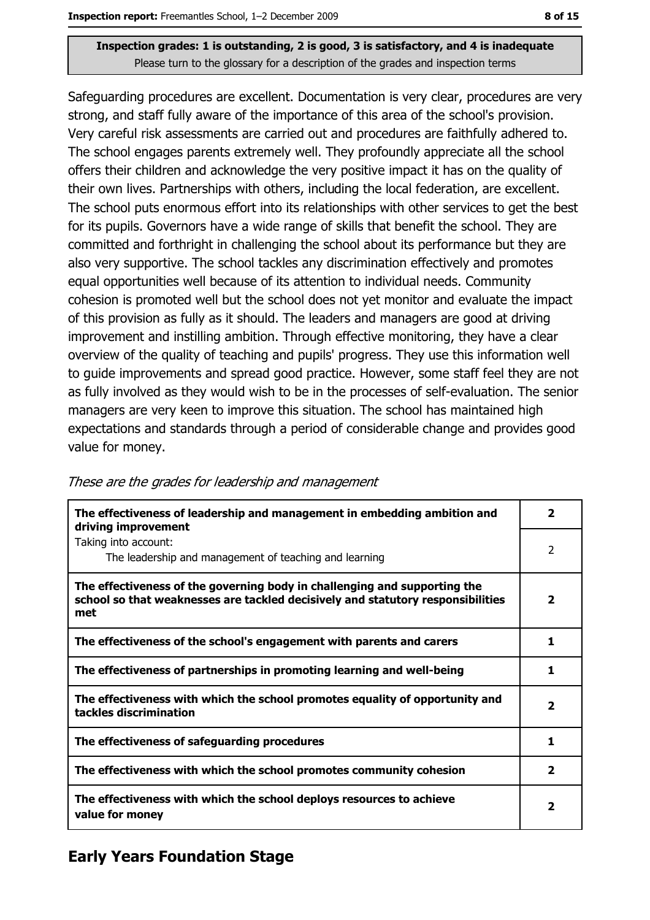**Inspection grades: 1 is outstanding, 2 is good, 3 is satisfactory, and 4 is inadequate**
Please turn to the glossary for a description of the grades and inspection terms

Safeguarding procedures are excellent. Documentation is very clear, procedures are very strong, and staff fully aware of the importance of this area of the school's provision. Very careful risk assessments are carried out and procedures are faithfully adhered to. The school engages parents extremely well. They profoundly appreciate all the school offers their children and acknowledge the very positive impact it has on the quality of their own lives. Partnerships with others, including the local federation, are excellent. The school puts enormous effort into its relationships with other services to get the best for its pupils. Governors have a wide range of skills that benefit the school. They are committed and forthright in challenging the school about its performance but they are also very supportive. The school tackles any discrimination effectively and promotes equal opportunities well because of its attention to individual needs. Community cohesion is promoted well but the school does not yet monitor and evaluate the impact of this provision as fully as it should. The leaders and managers are good at driving improvement and instilling ambition. Through effective monitoring, they have a clear overview of the quality of teaching and pupils' progress. They use this information well to guide improvements and spread good practice. However, some staff feel they are not as fully involved as they would wish to be in the processes of self-evaluation. The senior managers are very keen to improve this situation. The school has maintained high expectations and standards through a period of considerable change and provides good value for money.

*These are the grades for leadership and management*

| | |
|---|---|
| **The effectiveness of leadership and management in embedding ambition and driving improvement** | **2** |
| Taking into account: The leadership and management of teaching and learning | 2 |
| **The effectiveness of the governing body in challenging and supporting the school so that weaknesses are tackled decisively and statutory responsibilities met** | **2** |
| **The effectiveness of the school's engagement with parents and carers** | **1** |
| **The effectiveness of partnerships in promoting learning and well-being** | **1** |
| **The effectiveness with which the school promotes equality of opportunity and tackles discrimination** | **2** |
| **The effectiveness of safeguarding procedures** | **1** |
| **The effectiveness with which the school promotes community cohesion** | **2** |
| **The effectiveness with which the school deploys resources to achieve value for money** | **2** |

## Early Years Foundation Stage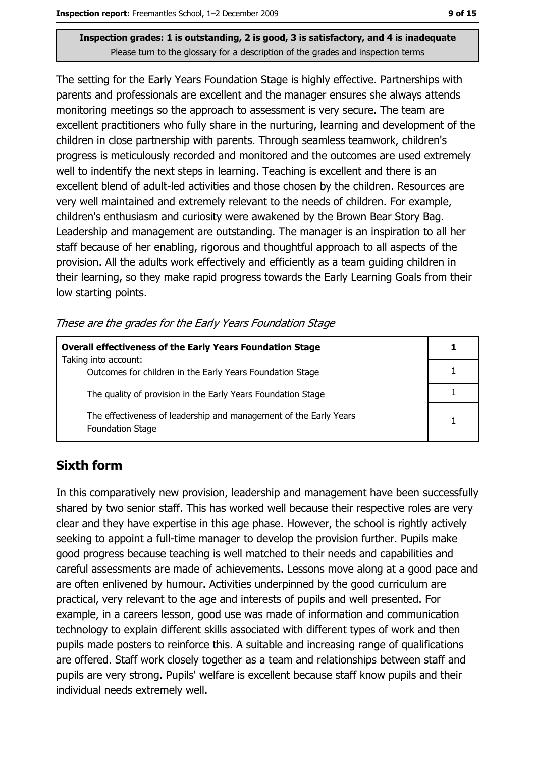**Inspection grades: 1 is outstanding, 2 is good, 3 is satisfactory, and 4 is inadequate**
Please turn to the glossary for a description of the grades and inspection terms

The setting for the Early Years Foundation Stage is highly effective. Partnerships with parents and professionals are excellent and the manager ensures she always attends monitoring meetings so the approach to assessment is very secure. The team are excellent practitioners who fully share in the nurturing, learning and development of the children in close partnership with parents. Through seamless teamwork, children's progress is meticulously recorded and monitored and the outcomes are used extremely well to indentify the next steps in learning. Teaching is excellent and there is an excellent blend of adult-led activities and those chosen by the children. Resources are very well maintained and extremely relevant to the needs of children. For example, children's enthusiasm and curiosity were awakened by the Brown Bear Story Bag. Leadership and management are outstanding. The manager is an inspiration to all her staff because of her enabling, rigorous and thoughtful approach to all aspects of the provision. All the adults work effectively and efficiently as a team guiding children in their learning, so they make rapid progress towards the Early Learning Goals from their low starting points.

*These are the grades for the Early Years Foundation Stage*

| **Overall effectiveness of the Early Years Foundation Stage** | **1** |
|---|---|
| Taking into account:<br>Outcomes for children in the Early Years Foundation Stage | 1 |
| The quality of provision in the Early Years Foundation Stage | 1 |
| The effectiveness of leadership and management of the Early Years Foundation Stage | 1 |

## Sixth form

In this comparatively new provision, leadership and management have been successfully shared by two senior staff. This has worked well because their respective roles are very clear and they have expertise in this age phase. However, the school is rightly actively seeking to appoint a full-time manager to develop the provision further. Pupils make good progress because teaching is well matched to their needs and capabilities and careful assessments are made of achievements. Lessons move along at a good pace and are often enlivened by humour. Activities underpinned by the good curriculum are practical, very relevant to the age and interests of pupils and well presented. For example, in a careers lesson, good use was made of information and communication technology to explain different skills associated with different types of work and then pupils made posters to reinforce this. A suitable and increasing range of qualifications are offered. Staff work closely together as a team and relationships between staff and pupils are very strong. Pupils' welfare is excellent because staff know pupils and their individual needs extremely well.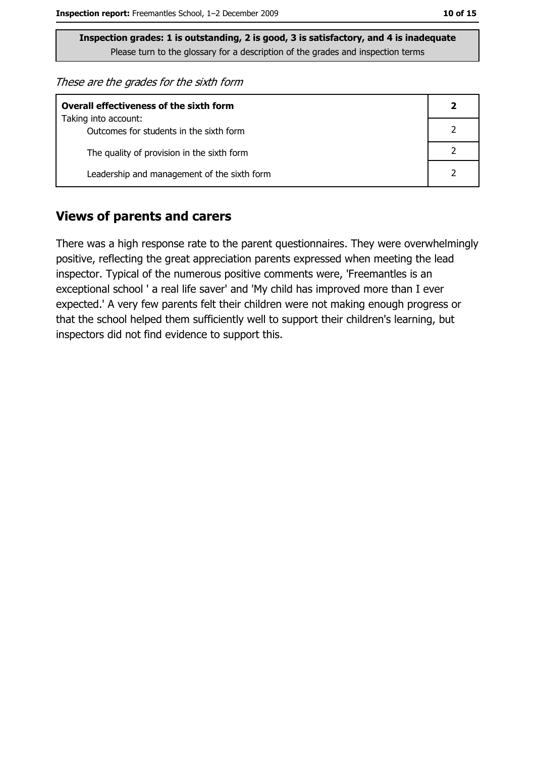**Inspection grades: 1 is outstanding, 2 is good, 3 is satisfactory, and 4 is inadequate**
Please turn to the glossary for a description of the grades and inspection terms

*These are the grades for the sixth form*

| | |
|---|---|
| **Overall effectiveness of the sixth form** | **2** |
| Taking into account: Outcomes for students in the sixth form | 2 |
| The quality of provision in the sixth form | 2 |
| Leadership and management of the sixth form | 2 |

## Views of parents and carers

There was a high response rate to the parent questionnaires. They were overwhelmingly positive, reflecting the great appreciation parents expressed when meeting the lead inspector. Typical of the numerous positive comments were, 'Freemantles is an exceptional school ' a real life saver' and 'My child has improved more than I ever expected.' A very few parents felt their children were not making enough progress or that the school helped them sufficiently well to support their children's learning, but inspectors did not find evidence to support this.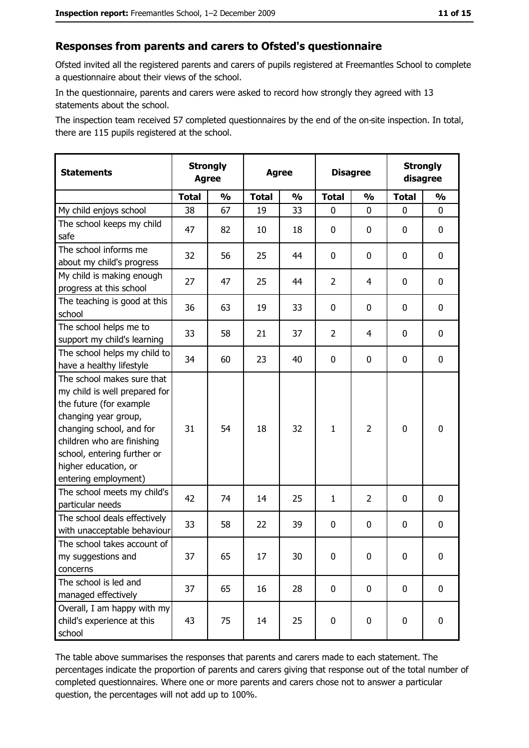## Responses from parents and carers to Ofsted's questionnaire

Ofsted invited all the registered parents and carers of pupils registered at Freemantles School to complete a questionnaire about their views of the school.

In the questionnaire, parents and carers were asked to record how strongly they agreed with 13 statements about the school.

The inspection team received 57 completed questionnaires by the end of the on-site inspection. In total, there are 115 pupils registered at the school.

| Statements | Strongly Agree | | Agree | | Disagree | | Strongly disagree | |
|---|---|---|---|---|---|---|---|---|
| | Total | % | Total | % | Total | % | Total | % |
| My child enjoys school | 38 | 67 | 19 | 33 | 0 | 0 | 0 | 0 |
| The school keeps my child safe | 47 | 82 | 10 | 18 | 0 | 0 | 0 | 0 |
| The school informs me about my child's progress | 32 | 56 | 25 | 44 | 0 | 0 | 0 | 0 |
| My child is making enough progress at this school | 27 | 47 | 25 | 44 | 2 | 4 | 0 | 0 |
| The teaching is good at this school | 36 | 63 | 19 | 33 | 0 | 0 | 0 | 0 |
| The school helps me to support my child's learning | 33 | 58 | 21 | 37 | 2 | 4 | 0 | 0 |
| The school helps my child to have a healthy lifestyle | 34 | 60 | 23 | 40 | 0 | 0 | 0 | 0 |
| The school makes sure that my child is well prepared for the future (for example changing year group, changing school, and for children who are finishing school, entering further or higher education, or entering employment) | 31 | 54 | 18 | 32 | 1 | 2 | 0 | 0 |
| The school meets my child's particular needs | 42 | 74 | 14 | 25 | 1 | 2 | 0 | 0 |
| The school deals effectively with unacceptable behaviour | 33 | 58 | 22 | 39 | 0 | 0 | 0 | 0 |
| The school takes account of my suggestions and concerns | 37 | 65 | 17 | 30 | 0 | 0 | 0 | 0 |
| The school is led and managed effectively | 37 | 65 | 16 | 28 | 0 | 0 | 0 | 0 |
| Overall, I am happy with my child's experience at this school | 43 | 75 | 14 | 25 | 0 | 0 | 0 | 0 |

The table above summarises the responses that parents and carers made to each statement. The percentages indicate the proportion of parents and carers giving that response out of the total number of completed questionnaires. Where one or more parents and carers chose not to answer a particular question, the percentages will not add up to 100%.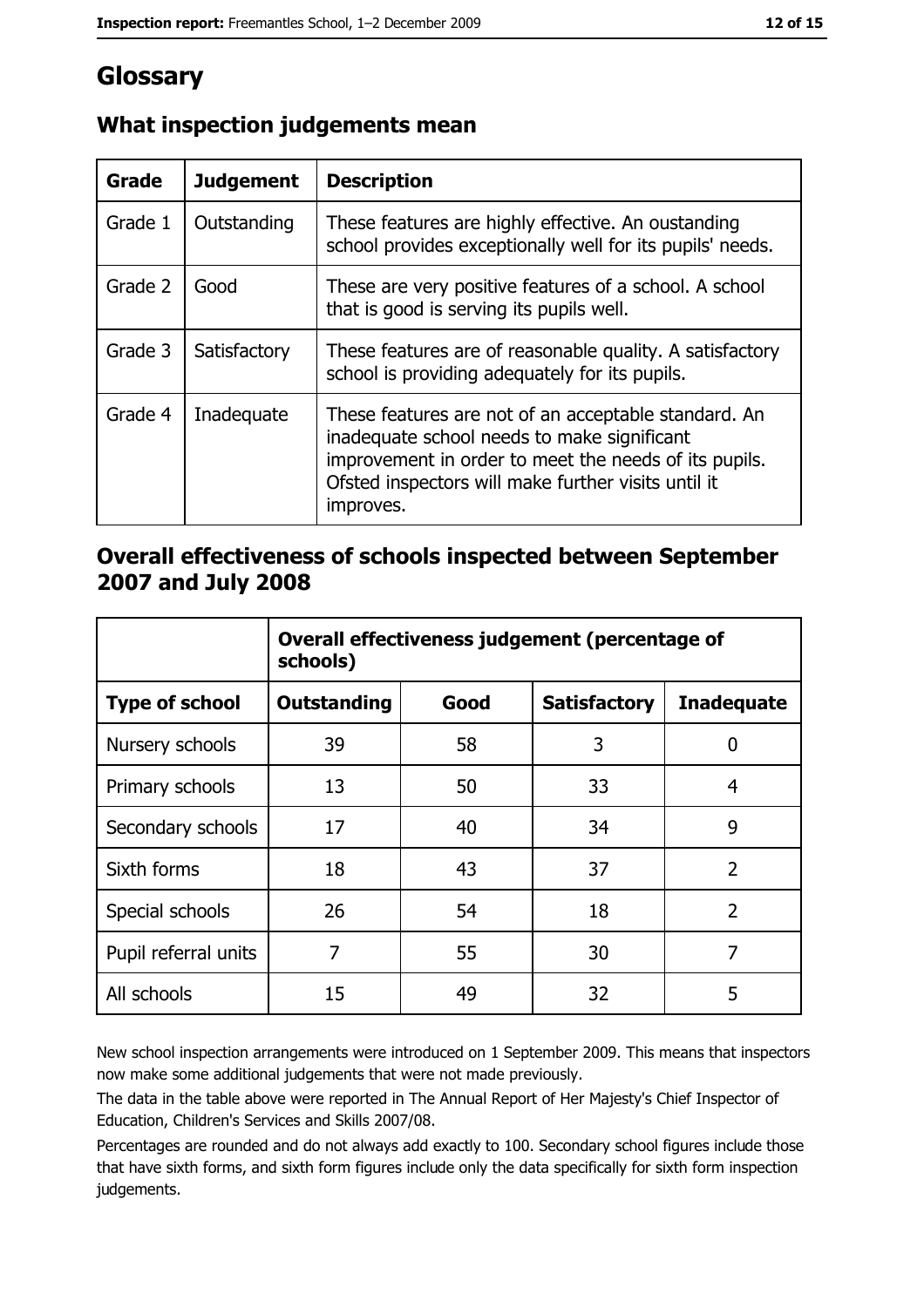# Glossary

## What inspection judgements mean

| Grade | Judgement | Description |
|---|---|---|
| Grade 1 | Outstanding | These features are highly effective. An oustanding school provides exceptionally well for its pupils' needs. |
| Grade 2 | Good | These are very positive features of a school. A school that is good is serving its pupils well. |
| Grade 3 | Satisfactory | These features are of reasonable quality. A satisfactory school is providing adequately for its pupils. |
| Grade 4 | Inadequate | These features are not of an acceptable standard. An inadequate school needs to make significant improvement in order to meet the needs of its pupils. Ofsted inspectors will make further visits until it improves. |

## Overall effectiveness of schools inspected between September 2007 and July 2008

| | Overall effectiveness judgement (percentage of schools) | | | |
|---|---|---|---|---|
| **Type of school** | **Outstanding** | **Good** | **Satisfactory** | **Inadequate** |
| Nursery schools | 39 | 58 | 3 | 0 |
| Primary schools | 13 | 50 | 33 | 4 |
| Secondary schools | 17 | 40 | 34 | 9 |
| Sixth forms | 18 | 43 | 37 | 2 |
| Special schools | 26 | 54 | 18 | 2 |
| Pupil referral units | 7 | 55 | 30 | 7 |
| All schools | 15 | 49 | 32 | 5 |

New school inspection arrangements were introduced on 1 September 2009. This means that inspectors now make some additional judgements that were not made previously.

The data in the table above were reported in The Annual Report of Her Majesty's Chief Inspector of Education, Children's Services and Skills 2007/08.

Percentages are rounded and do not always add exactly to 100. Secondary school figures include those that have sixth forms, and sixth form figures include only the data specifically for sixth form inspection judgements.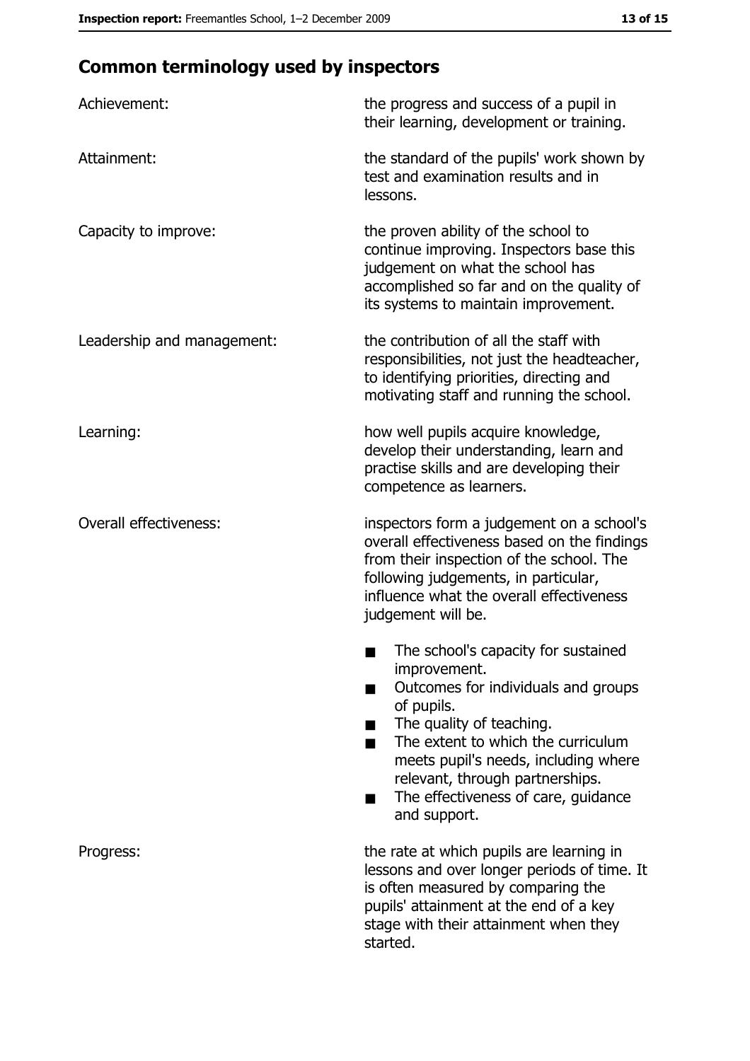## Common terminology used by inspectors

| | |
|---|---|
| Achievement: | the progress and success of a pupil in their learning, development or training. |
| Attainment: | the standard of the pupils' work shown by test and examination results and in lessons. |
| Capacity to improve: | the proven ability of the school to continue improving. Inspectors base this judgement on what the school has accomplished so far and on the quality of its systems to maintain improvement. |
| Leadership and management: | the contribution of all the staff with responsibilities, not just the headteacher, to identifying priorities, directing and motivating staff and running the school. |
| Learning: | how well pupils acquire knowledge, develop their understanding, learn and practise skills and are developing their competence as learners. |
| Overall effectiveness: | inspectors form a judgement on a school's overall effectiveness based on the findings from their inspection of the school. The following judgements, in particular, influence what the overall effectiveness judgement will be. <br> ■ The school's capacity for sustained improvement. <br> ■ Outcomes for individuals and groups of pupils. <br> ■ The quality of teaching. <br> ■ The extent to which the curriculum meets pupil's needs, including where relevant, through partnerships. <br> ■ The effectiveness of care, guidance and support. |
| Progress: | the rate at which pupils are learning in lessons and over longer periods of time. It is often measured by comparing the pupils' attainment at the end of a key stage with their attainment when they started. |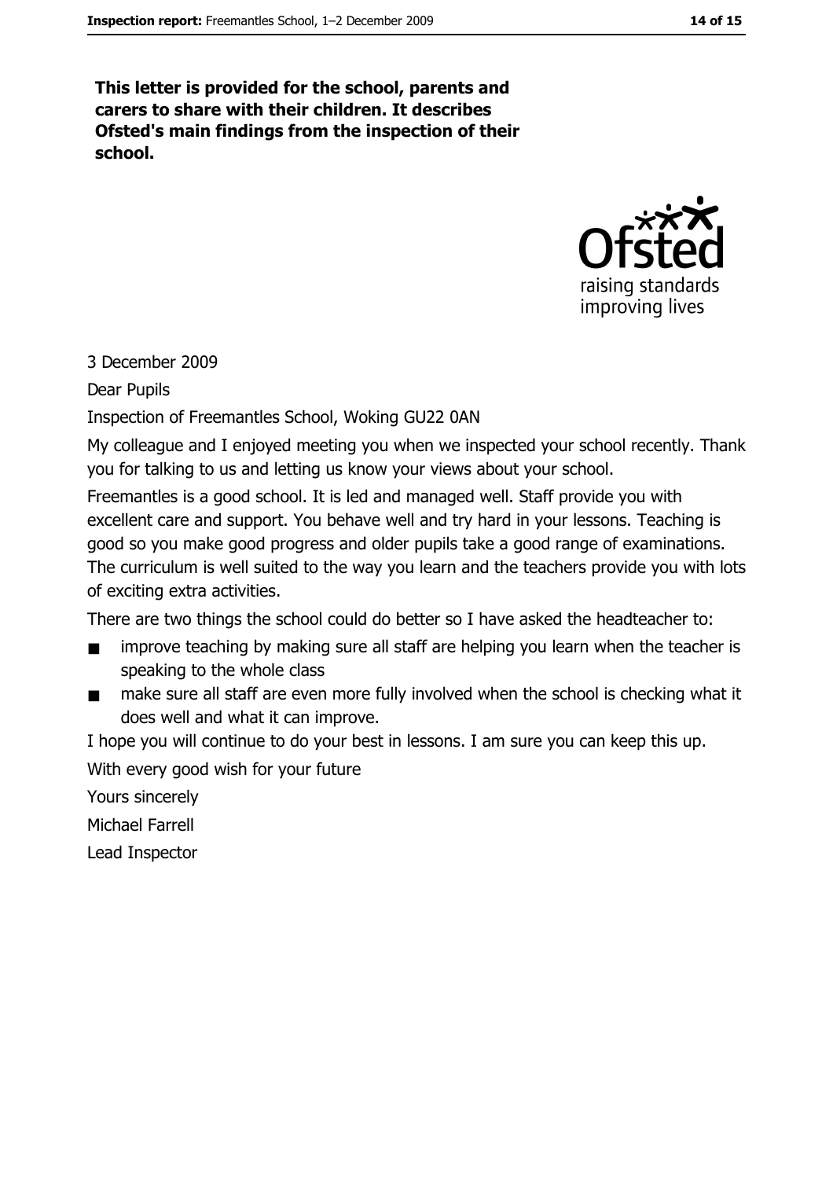**This letter is provided for the school, parents and carers to share with their children. It describes Ofsted's main findings from the inspection of their school.**

3 December 2009

Dear Pupils

Inspection of Freemantles School, Woking GU22 0AN

My colleague and I enjoyed meeting you when we inspected your school recently. Thank you for talking to us and letting us know your views about your school.

Freemantles is a good school. It is led and managed well. Staff provide you with excellent care and support. You behave well and try hard in your lessons. Teaching is good so you make good progress and older pupils take a good range of examinations. The curriculum is well suited to the way you learn and the teachers provide you with lots of exciting extra activities.

There are two things the school could do better so I have asked the headteacher to:

- improve teaching by making sure all staff are helping you learn when the teacher is speaking to the whole class
- make sure all staff are even more fully involved when the school is checking what it does well and what it can improve.

I hope you will continue to do your best in lessons. I am sure you can keep this up.

With every good wish for your future

Yours sincerely

Michael Farrell

Lead Inspector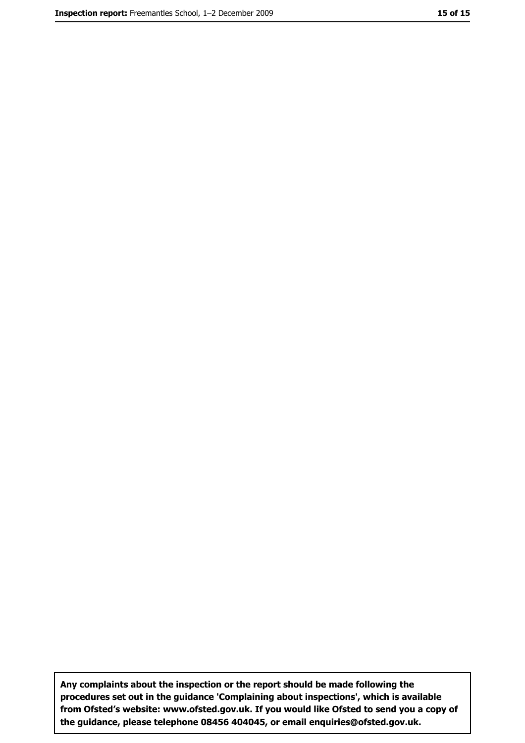**Any complaints about the inspection or the report should be made following the procedures set out in the guidance 'Complaining about inspections', which is available from Ofsted's website: www.ofsted.gov.uk. If you would like Ofsted to send you a copy of the guidance, please telephone 08456 404045, or email enquiries@ofsted.gov.uk.**